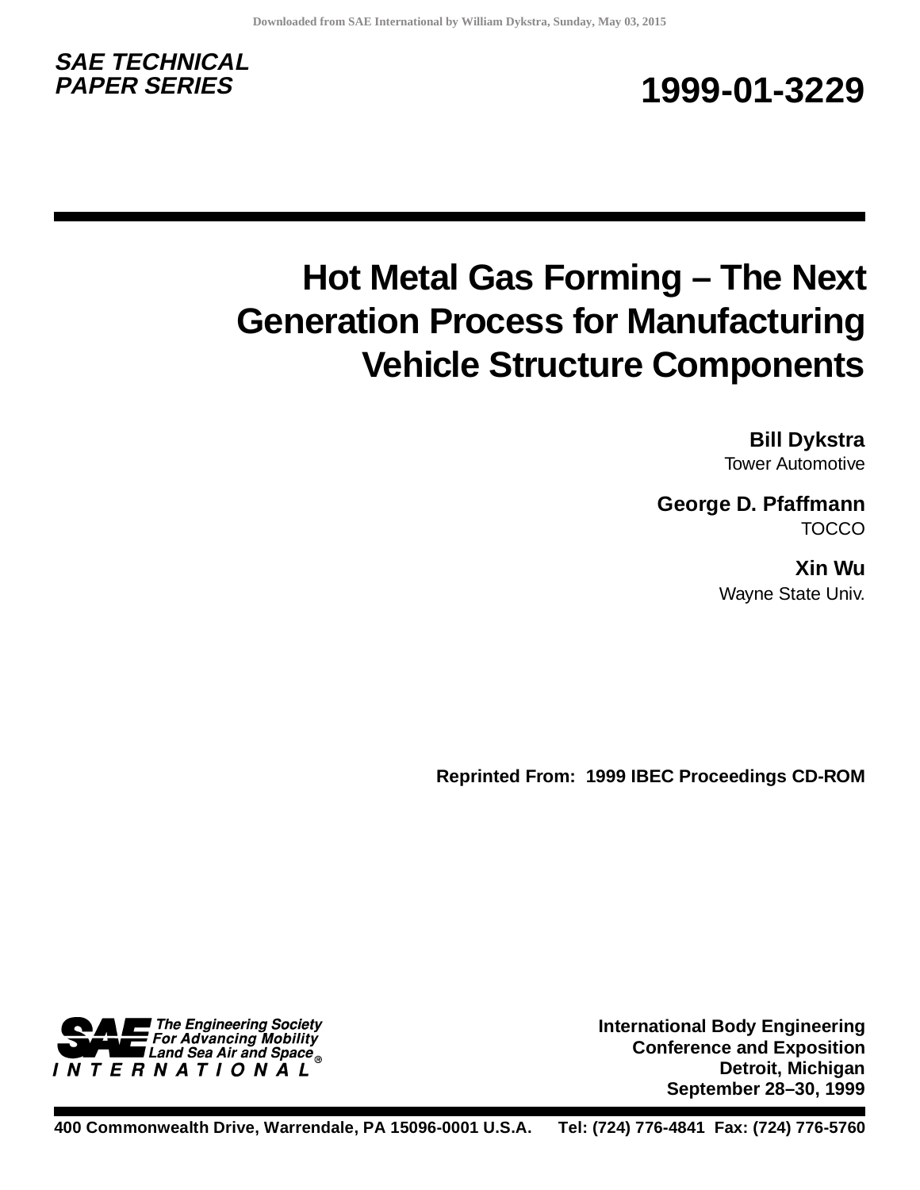**SAE TECHNICAL PAPER SERIES**

**1999-01-3229**

# Hot Metal Gas Forming – The Next Generation Process for Manufacturing Vehicle Structure Components

**Bill Dykstra**
Tower Automotive

**George D. Pfaffmann**
TOCCO

**Xin Wu**
Wayne State Univ.

**Reprinted From: 1999 IBEC Proceedings CD-ROM**

SAE The Engineering Society For Advancing Mobility Land Sea Air and Space® INTERNATIONAL

**International Body Engineering Conference and Exposition**
**Detroit, Michigan**
**September 28–30, 1999**

**400 Commonwealth Drive, Warrendale, PA 15096-0001 U.S.A. Tel: (724) 776-4841 Fax: (724) 776-5760**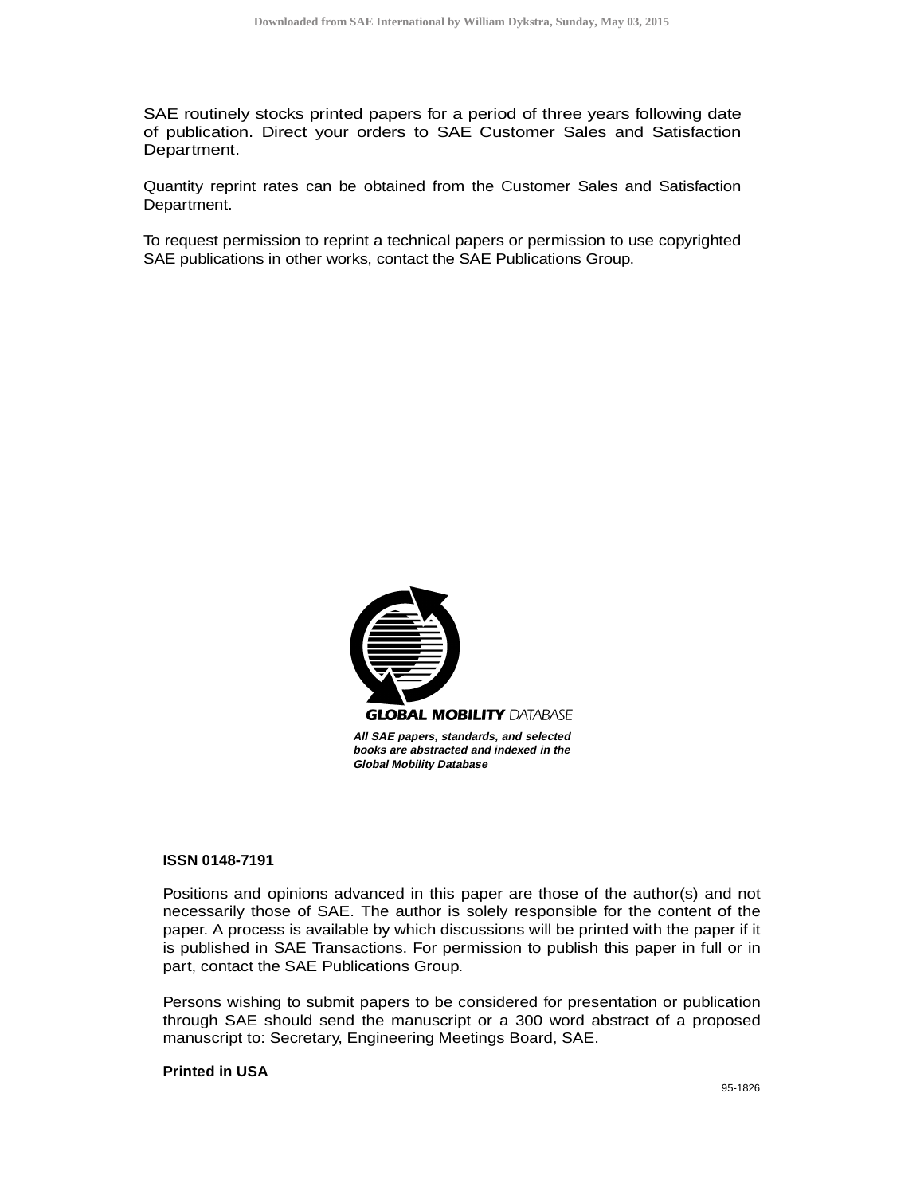SAE routinely stocks printed papers for a period of three years following date of publication. Direct your orders to SAE Customer Sales and Satisfaction Department.

Quantity reprint rates can be obtained from the Customer Sales and Satisfaction Department.

To request permission to reprint a technical papers or permission to use copyrighted SAE publications in other works, contact the SAE Publications Group.

**GLOBAL MOBILITY** DATABASE

***All SAE papers, standards, and selected books are abstracted and indexed in the Global Mobility Database***

**ISSN 0148-7191**

Positions and opinions advanced in this paper are those of the author(s) and not necessarily those of SAE. The author is solely responsible for the content of the paper. A process is available by which discussions will be printed with the paper if it is published in SAE Transactions. For permission to publish this paper in full or in part, contact the SAE Publications Group.

Persons wishing to submit papers to be considered for presentation or publication through SAE should send the manuscript or a 300 word abstract of a proposed manuscript to: Secretary, Engineering Meetings Board, SAE.

**Printed in USA**

95-1826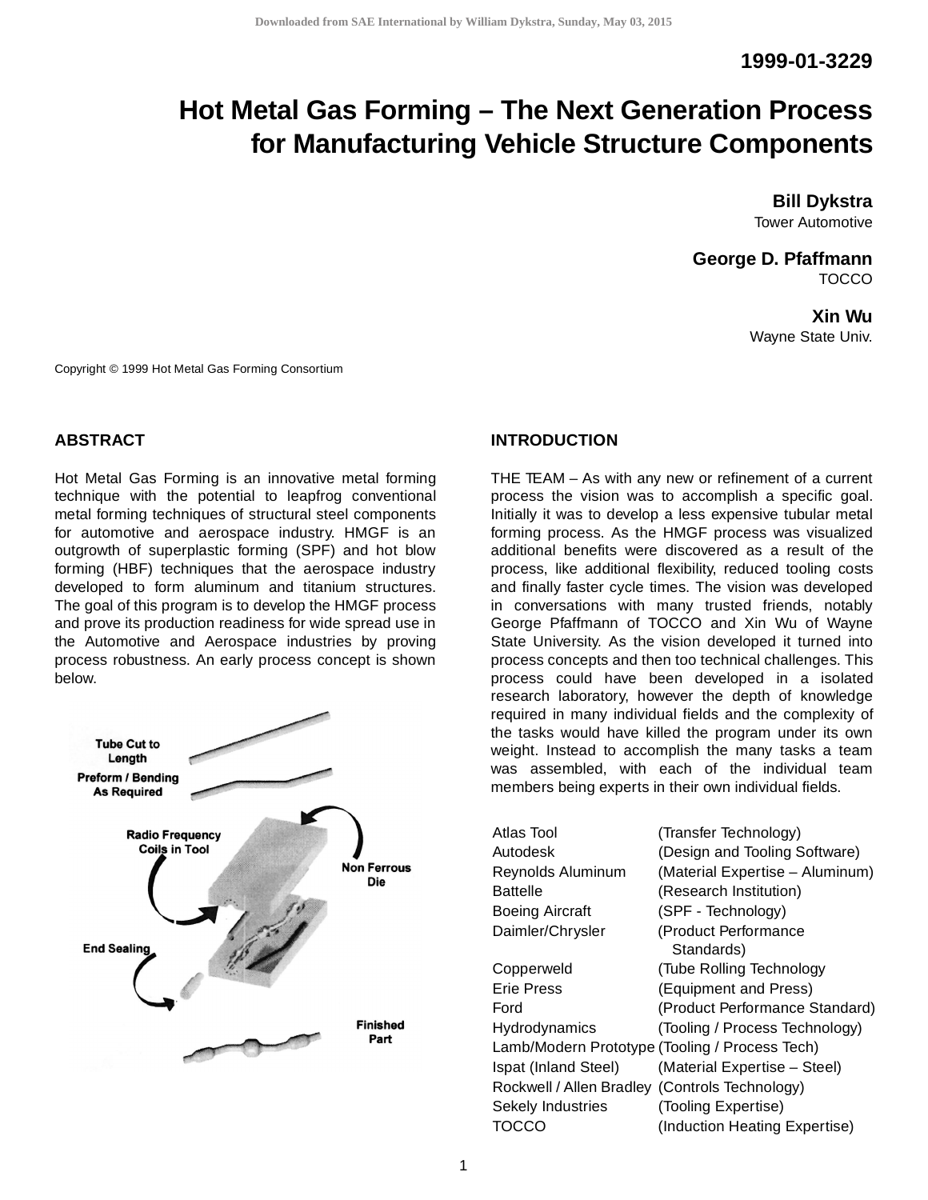1999-01-3229

# Hot Metal Gas Forming – The Next Generation Process for Manufacturing Vehicle Structure Components

**Bill Dykstra**
Tower Automotive

**George D. Pfaffmann**
TOCCO

**Xin Wu**
Wayne State Univ.

Copyright © 1999 Hot Metal Gas Forming Consortium

## ABSTRACT

Hot Metal Gas Forming is an innovative metal forming technique with the potential to leapfrog conventional metal forming techniques of structural steel components for automotive and aerospace industry. HMGF is an outgrowth of superplastic forming (SPF) and hot blow forming (HBF) techniques that the aerospace industry developed to form aluminum and titanium structures. The goal of this program is to develop the HMGF process and prove its production readiness for wide spread use in the Automotive and Aerospace industries by proving process robustness. An early process concept is shown below.

Tube Cut to Length
Preform / Bending As Required
Radio Frequency Coils in Tool
Non Ferrous Die
End Sealing
Finished Part

## INTRODUCTION

THE TEAM – As with any new or refinement of a current process the vision was to accomplish a specific goal. Initially it was to develop a less expensive tubular metal forming process. As the HMGF process was visualized additional benefits were discovered as a result of the process, like additional flexibility, reduced tooling costs and finally faster cycle times. The vision was developed in conversations with many trusted friends, notably George Pfaffmann of TOCCO and Xin Wu of Wayne State University. As the vision developed it turned into process concepts and then too technical challenges. This process could have been developed in a isolated research laboratory, however the depth of knowledge required in many individual fields and the complexity of the tasks would have killed the program under its own weight. Instead to accomplish the many tasks a team was assembled, with each of the individual team members being experts in their own individual fields.

| | |
|---|---|
| Atlas Tool | (Transfer Technology) |
| Autodesk | (Design and Tooling Software) |
| Reynolds Aluminum | (Material Expertise – Aluminum) |
| Battelle | (Research Institution) |
| Boeing Aircraft | (SPF - Technology) |
| Daimler/Chrysler | (Product Performance Standards) |
| Copperweld | (Tube Rolling Technology |
| Erie Press | (Equipment and Press) |
| Ford | (Product Performance Standard) |
| Hydrodynamics | (Tooling / Process Technology) |
| Lamb/Modern Prototype | (Tooling / Process Tech) |
| Ispat (Inland Steel) | (Material Expertise – Steel) |
| Rockwell / Allen Bradley | (Controls Technology) |
| Sekely Industries | (Tooling Expertise) |
| TOCCO | (Induction Heating Expertise) |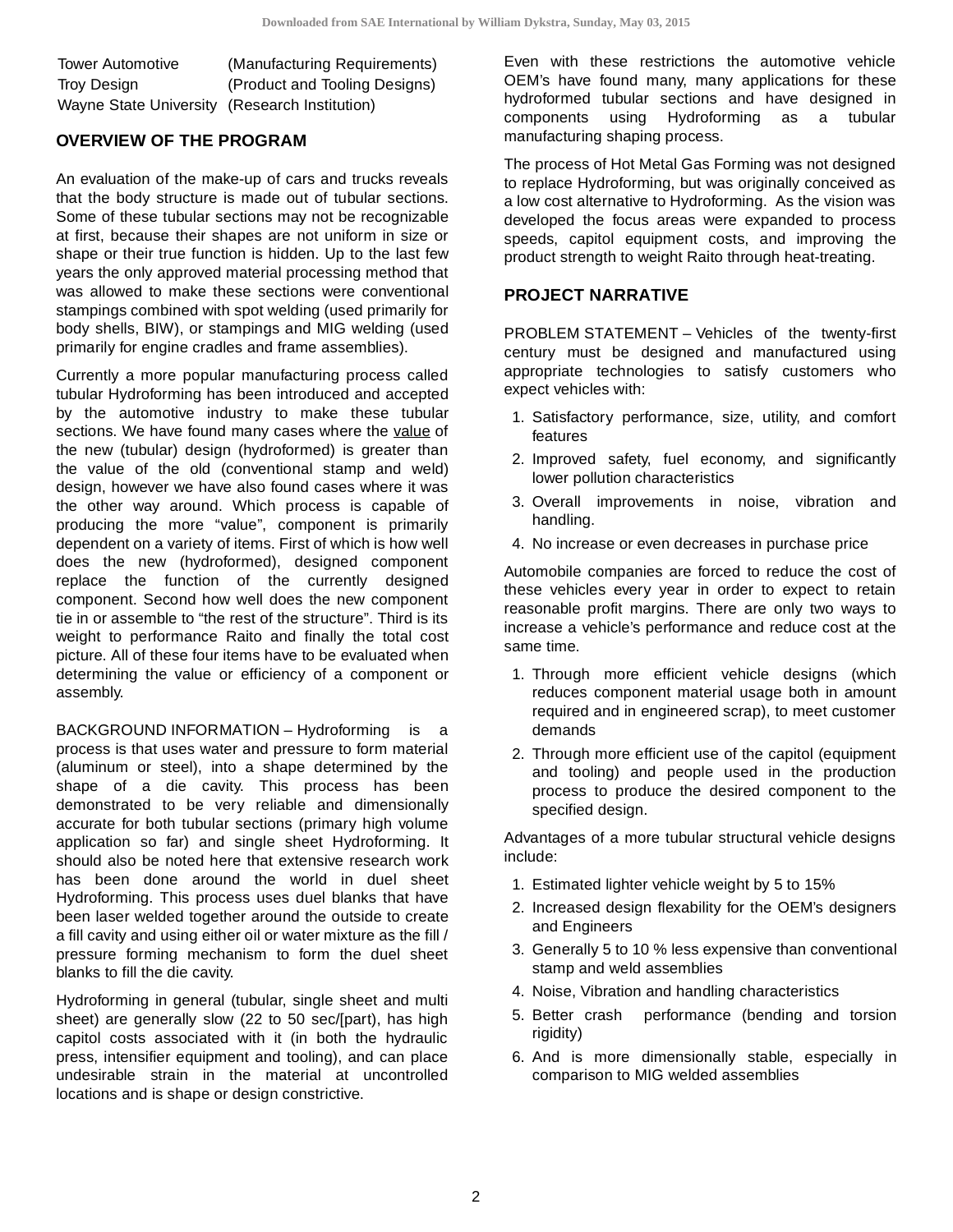| | |
|---|---|
| Tower Automotive | (Manufacturing Requirements) |
| Troy Design | (Product and Tooling Designs) |
| Wayne State University | (Research Institution) |

## OVERVIEW OF THE PROGRAM

An evaluation of the make-up of cars and trucks reveals that the body structure is made out of tubular sections. Some of these tubular sections may not be recognizable at first, because their shapes are not uniform in size or shape or their true function is hidden. Up to the last few years the only approved material processing method that was allowed to make these sections were conventional stampings combined with spot welding (used primarily for body shells, BIW), or stampings and MIG welding (used primarily for engine cradles and frame assemblies).

Currently a more popular manufacturing process called tubular Hydroforming has been introduced and accepted by the automotive industry to make these tubular sections. We have found many cases where the value of the new (tubular) design (hydroformed) is greater than the value of the old (conventional stamp and weld) design, however we have also found cases where it was the other way around. Which process is capable of producing the more "value", component is primarily dependent on a variety of items. First of which is how well does the new (hydroformed), designed component replace the function of the currently designed component. Second how well does the new component tie in or assemble to "the rest of the structure". Third is its weight to performance Raito and finally the total cost picture. All of these four items have to be evaluated when determining the value or efficiency of a component or assembly.

BACKGROUND INFORMATION – Hydroforming is a process is that uses water and pressure to form material (aluminum or steel), into a shape determined by the shape of a die cavity. This process has been demonstrated to be very reliable and dimensionally accurate for both tubular sections (primary high volume application so far) and single sheet Hydroforming. It should also be noted here that extensive research work has been done around the world in duel sheet Hydroforming. This process uses duel blanks that have been laser welded together around the outside to create a fill cavity and using either oil or water mixture as the fill / pressure forming mechanism to form the duel sheet blanks to fill the die cavity.

Hydroforming in general (tubular, single sheet and multi sheet) are generally slow (22 to 50 sec/[part), has high capitol costs associated with it (in both the hydraulic press, intensifier equipment and tooling), and can place undesirable strain in the material at uncontrolled locations and is shape or design constrictive.

Even with these restrictions the automotive vehicle OEM's have found many, many applications for these hydroformed tubular sections and have designed in components using Hydroforming as a tubular manufacturing shaping process.

The process of Hot Metal Gas Forming was not designed to replace Hydroforming, but was originally conceived as a low cost alternative to Hydroforming. As the vision was developed the focus areas were expanded to process speeds, capitol equipment costs, and improving the product strength to weight Raito through heat-treating.

## PROJECT NARRATIVE

PROBLEM STATEMENT – Vehicles of the twenty-first century must be designed and manufactured using appropriate technologies to satisfy customers who expect vehicles with:

1. Satisfactory performance, size, utility, and comfort features
2. Improved safety, fuel economy, and significantly lower pollution characteristics
3. Overall improvements in noise, vibration and handling.
4. No increase or even decreases in purchase price

Automobile companies are forced to reduce the cost of these vehicles every year in order to expect to retain reasonable profit margins. There are only two ways to increase a vehicle's performance and reduce cost at the same time.

1. Through more efficient vehicle designs (which reduces component material usage both in amount required and in engineered scrap), to meet customer demands
2. Through more efficient use of the capitol (equipment and tooling) and people used in the production process to produce the desired component to the specified design.

Advantages of a more tubular structural vehicle designs include:

1. Estimated lighter vehicle weight by 5 to 15%
2. Increased design flexability for the OEM's designers and Engineers
3. Generally 5 to 10 % less expensive than conventional stamp and weld assemblies
4. Noise, Vibration and handling characteristics
5. Better crash performance (bending and torsion rigidity)
6. And is more dimensionally stable, especially in comparison to MIG welded assemblies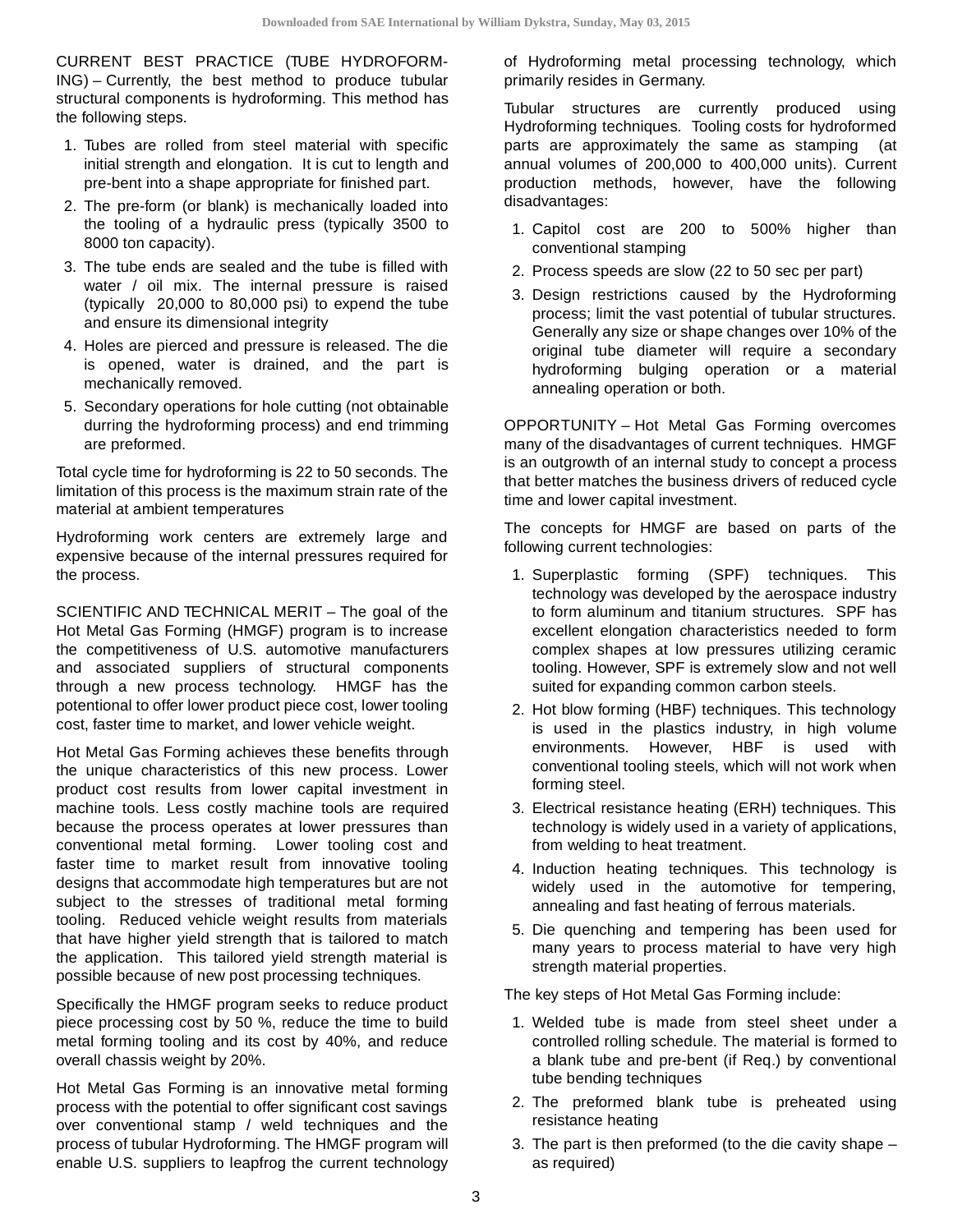CURRENT BEST PRACTICE (TUBE HYDROFORMING) – Currently, the best method to produce tubular structural components is hydroforming. This method has the following steps.

1. Tubes are rolled from steel material with specific initial strength and elongation. It is cut to length and pre-bent into a shape appropriate for finished part.
2. The pre-form (or blank) is mechanically loaded into the tooling of a hydraulic press (typically 3500 to 8000 ton capacity).
3. The tube ends are sealed and the tube is filled with water / oil mix. The internal pressure is raised (typically 20,000 to 80,000 psi) to expend the tube and ensure its dimensional integrity
4. Holes are pierced and pressure is released. The die is opened, water is drained, and the part is mechanically removed.
5. Secondary operations for hole cutting (not obtainable durring the hydroforming process) and end trimming are preformed.

Total cycle time for hydroforming is 22 to 50 seconds. The limitation of this process is the maximum strain rate of the material at ambient temperatures

Hydroforming work centers are extremely large and expensive because of the internal pressures required for the process.

SCIENTIFIC AND TECHNICAL MERIT – The goal of the Hot Metal Gas Forming (HMGF) program is to increase the competitiveness of U.S. automotive manufacturers and associated suppliers of structural components through a new process technology. HMGF has the potentional to offer lower product piece cost, lower tooling cost, faster time to market, and lower vehicle weight.

Hot Metal Gas Forming achieves these benefits through the unique characteristics of this new process. Lower product cost results from lower capital investment in machine tools. Less costly machine tools are required because the process operates at lower pressures than conventional metal forming. Lower tooling cost and faster time to market result from innovative tooling designs that accommodate high temperatures but are not subject to the stresses of traditional metal forming tooling. Reduced vehicle weight results from materials that have higher yield strength that is tailored to match the application. This tailored yield strength material is possible because of new post processing techniques.

Specifically the HMGF program seeks to reduce product piece processing cost by 50 %, reduce the time to build metal forming tooling and its cost by 40%, and reduce overall chassis weight by 20%.

Hot Metal Gas Forming is an innovative metal forming process with the potential to offer significant cost savings over conventional stamp / weld techniques and the process of tubular Hydroforming. The HMGF program will enable U.S. suppliers to leapfrog the current technology of Hydroforming metal processing technology, which primarily resides in Germany.

Tubular structures are currently produced using Hydroforming techniques. Tooling costs for hydroformed parts are approximately the same as stamping (at annual volumes of 200,000 to 400,000 units). Current production methods, however, have the following disadvantages:

1. Capitol cost are 200 to 500% higher than conventional stamping
2. Process speeds are slow (22 to 50 sec per part)
3. Design restrictions caused by the Hydroforming process; limit the vast potential of tubular structures. Generally any size or shape changes over 10% of the original tube diameter will require a secondary hydroforming bulging operation or a material annealing operation or both.

OPPORTUNITY – Hot Metal Gas Forming overcomes many of the disadvantages of current techniques. HMGF is an outgrowth of an internal study to concept a process that better matches the business drivers of reduced cycle time and lower capital investment.

The concepts for HMGF are based on parts of the following current technologies:

1. Superplastic forming (SPF) techniques. This technology was developed by the aerospace industry to form aluminum and titanium structures. SPF has excellent elongation characteristics needed to form complex shapes at low pressures utilizing ceramic tooling. However, SPF is extremely slow and not well suited for expanding common carbon steels.
2. Hot blow forming (HBF) techniques. This technology is used in the plastics industry, in high volume environments. However, HBF is used with conventional tooling steels, which will not work when forming steel.
3. Electrical resistance heating (ERH) techniques. This technology is widely used in a variety of applications, from welding to heat treatment.
4. Induction heating techniques. This technology is widely used in the automotive for tempering, annealing and fast heating of ferrous materials.
5. Die quenching and tempering has been used for many years to process material to have very high strength material properties.

The key steps of Hot Metal Gas Forming include:

1. Welded tube is made from steel sheet under a controlled rolling schedule. The material is formed to a blank tube and pre-bent (if Req.) by conventional tube bending techniques
2. The preformed blank tube is preheated using resistance heating
3. The part is then preformed (to the die cavity shape – as required)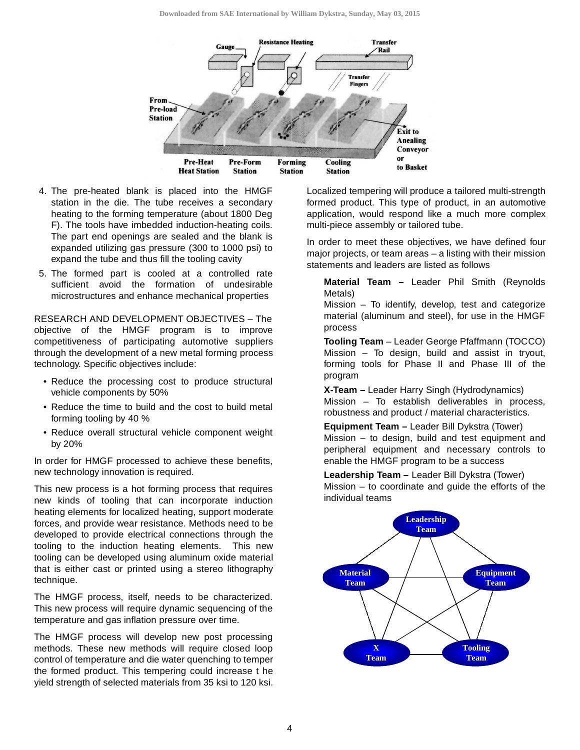Gauge
Resistance Heating
Transfer Rail
Transfer Fingers
From Pre-load Station
Exit to Anealing Conveyor or to Basket
Pre-Heat Heat Station
Pre-Form Station
Forming Station
Cooling Station

4. The pre-heated blank is placed into the HMGF station in the die. The tube receives a secondary heating to the forming temperature (about 1800 Deg F). The tools have imbedded induction-heating coils. The part end openings are sealed and the blank is expanded utilizing gas pressure (300 to 1000 psi) to expand the tube and thus fill the tooling cavity
5. The formed part is cooled at a controlled rate sufficient avoid the formation of undesirable microstructures and enhance mechanical properties

RESEARCH AND DEVELOPMENT OBJECTIVES – The objective of the HMGF program is to improve competitiveness of participating automotive suppliers through the development of a new metal forming process technology. Specific objectives include:

- Reduce the processing cost to produce structural vehicle components by 50%
- Reduce the time to build and the cost to build metal forming tooling by 40 %
- Reduce overall structural vehicle component weight by 20%

In order for HMGF processed to achieve these benefits, new technology innovation is required.

This new process is a hot forming process that requires new kinds of tooling that can incorporate induction heating elements for localized heating, support moderate forces, and provide wear resistance. Methods need to be developed to provide electrical connections through the tooling to the induction heating elements. This new tooling can be developed using aluminum oxide material that is either cast or printed using a stereo lithography technique.

The HMGF process, itself, needs to be characterized. This new process will require dynamic sequencing of the temperature and gas inflation pressure over time.

The HMGF process will develop new post processing methods. These new methods will require closed loop control of temperature and die water quenching to temper the formed product. This tempering could increase t he yield strength of selected materials from 35 ksi to 120 ksi.

Localized tempering will produce a tailored multi-strength formed product. This type of product, in an automotive application, would respond like a much more complex multi-piece assembly or tailored tube.

In order to meet these objectives, we have defined four major projects, or team areas – a listing with their mission statements and leaders are listed as follows

**Material Team –** Leader Phil Smith (Reynolds Metals)
Mission – To identify, develop, test and categorize material (aluminum and steel), for use in the HMGF process

**Tooling Team** – Leader George Pfaffmann (TOCCO)
Mission – To design, build and assist in tryout, forming tools for Phase II and Phase III of the program

**X-Team –** Leader Harry Singh (Hydrodynamics)
Mission – To establish deliverables in process, robustness and product / material characteristics.

**Equipment Team –** Leader Bill Dykstra (Tower)
Mission – to design, build and test equipment and peripheral equipment and necessary controls to enable the HMGF program to be a success

**Leadership Team –** Leader Bill Dykstra (Tower)
Mission – to coordinate and guide the efforts of the individual teams

Leadership Team
Material Team
Equipment Team
X Team
Tooling Team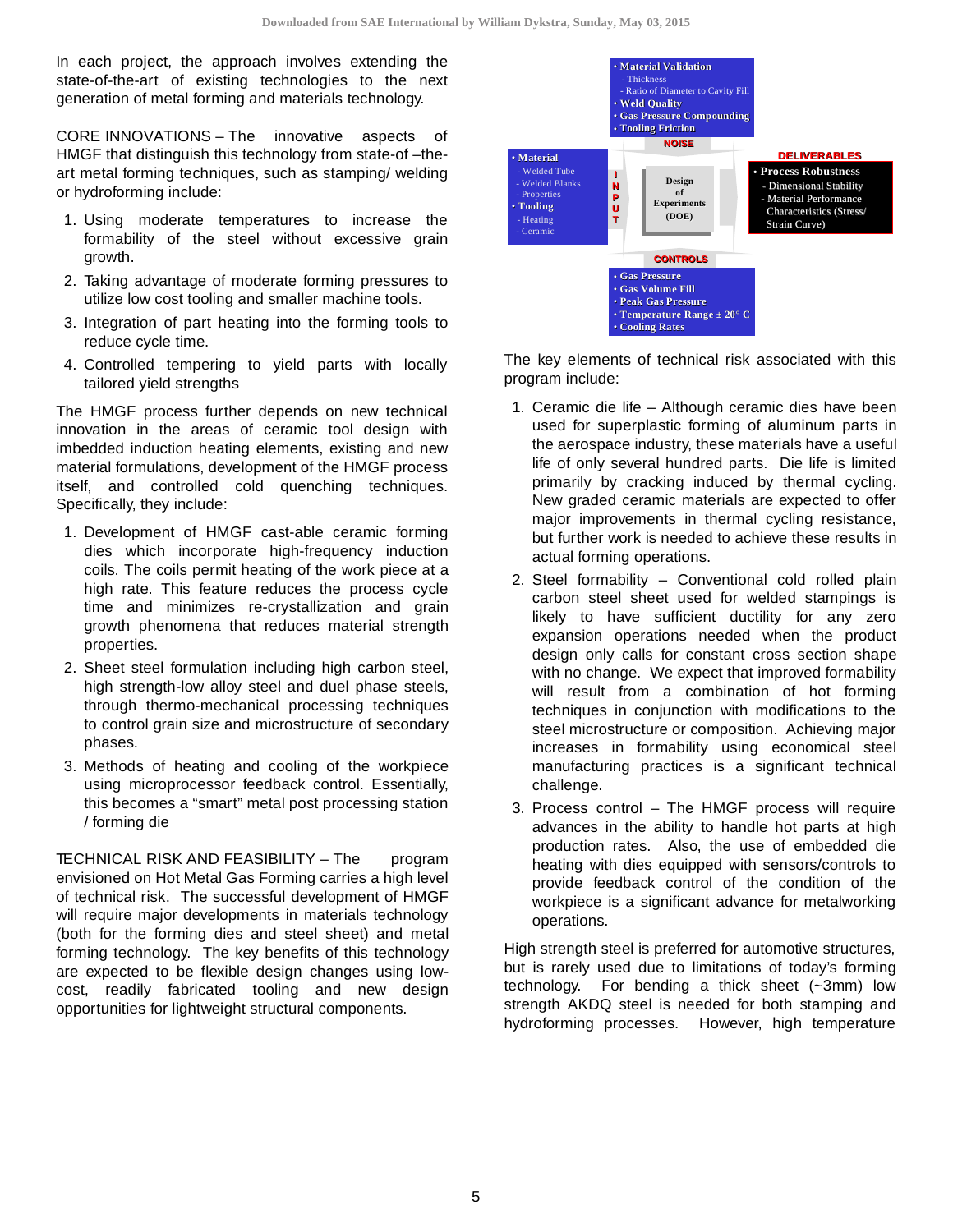In each project, the approach involves extending the state-of-the-art of existing technologies to the next generation of metal forming and materials technology.

CORE INNOVATIONS – The innovative aspects of HMGF that distinguish this technology from state-of –the-art metal forming techniques, such as stamping/ welding or hydroforming include:

1. Using moderate temperatures to increase the formability of the steel without excessive grain growth.
2. Taking advantage of moderate forming pressures to utilize low cost tooling and smaller machine tools.
3. Integration of part heating into the forming tools to reduce cycle time.
4. Controlled tempering to yield parts with locally tailored yield strengths

The HMGF process further depends on new technical innovation in the areas of ceramic tool design with imbedded induction heating elements, existing and new material formulations, development of the HMGF process itself, and controlled cold quenching techniques. Specifically, they include:

1. Development of HMGF cast-able ceramic forming dies which incorporate high-frequency induction coils. The coils permit heating of the work piece at a high rate. This feature reduces the process cycle time and minimizes re-crystallization and grain growth phenomena that reduces material strength properties.
2. Sheet steel formulation including high carbon steel, high strength-low alloy steel and duel phase steels, through thermo-mechanical processing techniques to control grain size and microstructure of secondary phases.
3. Methods of heating and cooling of the workpiece using microprocessor feedback control. Essentially, this becomes a "smart" metal post processing station / forming die

TECHNICAL RISK AND FEASIBILITY – The program envisioned on Hot Metal Gas Forming carries a high level of technical risk. The successful development of HMGF will require major developments in materials technology (both for the forming dies and steel sheet) and metal forming technology. The key benefits of this technology are expected to be flexible design changes using low-cost, readily fabricated tooling and new design opportunities for lightweight structural components.

• Material Validation
- Thickness
- Ratio of Diameter to Cavity Fill
• Weld Quality
• Gas Pressure Compounding
• Tooling Friction

NOISE

• Material
- Welded Tube
- Welded Blanks
- Properties
• Tooling
- Heating
- Ceramic

INPUT

Design of Experiments (DOE)

DELIVERABLES

• Process Robustness
- Dimensional Stability
- Material Performance Characteristics (Stress/ Strain Curve)

CONTROLS

• Gas Pressure
• Gas Volume Fill
• Peak Gas Pressure
• Temperature Range ± 20° C
• Cooling Rates

The key elements of technical risk associated with this program include:

1. Ceramic die life – Although ceramic dies have been used for superplastic forming of aluminum parts in the aerospace industry, these materials have a useful life of only several hundred parts. Die life is limited primarily by cracking induced by thermal cycling. New graded ceramic materials are expected to offer major improvements in thermal cycling resistance, but further work is needed to achieve these results in actual forming operations.
2. Steel formability – Conventional cold rolled plain carbon steel sheet used for welded stampings is likely to have sufficient ductility for any zero expansion operations needed when the product design only calls for constant cross section shape with no change. We expect that improved formability will result from a combination of hot forming techniques in conjunction with modifications to the steel microstructure or composition. Achieving major increases in formability using economical steel manufacturing practices is a significant technical challenge.
3. Process control – The HMGF process will require advances in the ability to handle hot parts at high production rates. Also, the use of embedded die heating with dies equipped with sensors/controls to provide feedback control of the condition of the workpiece is a significant advance for metalworking operations.

High strength steel is preferred for automotive structures, but is rarely used due to limitations of today's forming technology. For bending a thick sheet (~3mm) low strength AKDQ steel is needed for both stamping and hydroforming processes. However, high temperature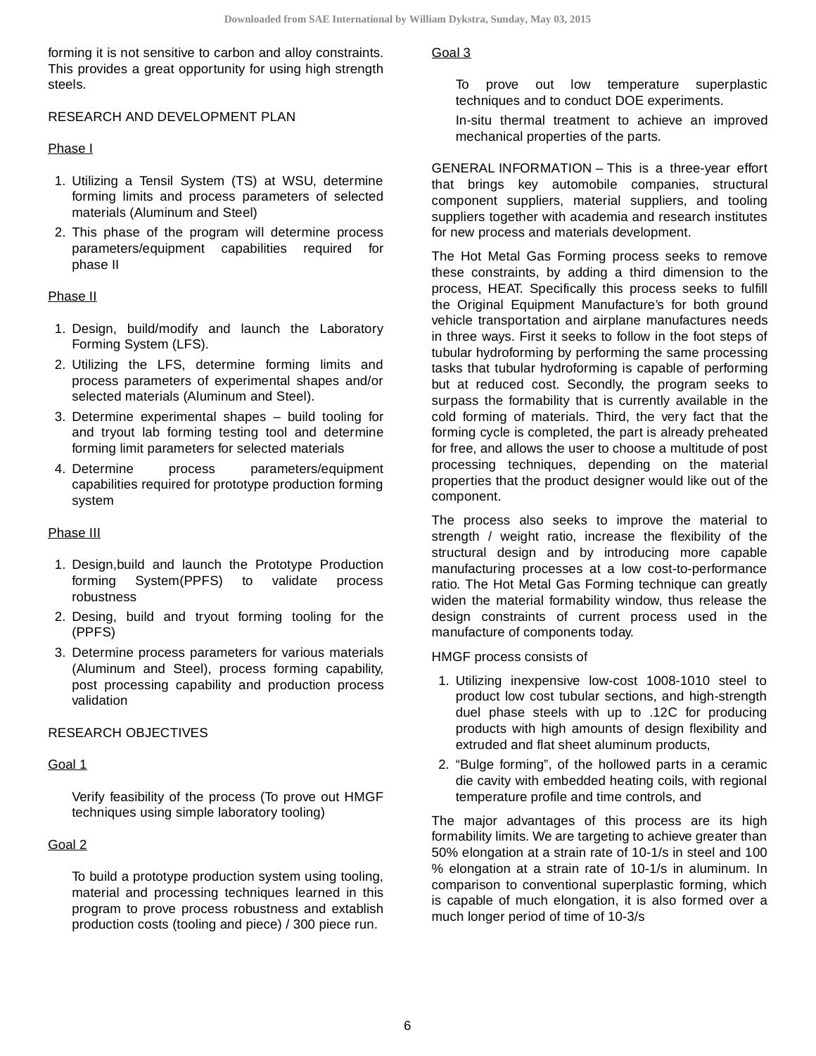forming it is not sensitive to carbon and alloy constraints. This provides a great opportunity for using high strength steels.

## RESEARCH AND DEVELOPMENT PLAN

### Phase I

1. Utilizing a Tensil System (TS) at WSU, determine forming limits and process parameters of selected materials (Aluminum and Steel)
2. This phase of the program will determine process parameters/equipment capabilities required for phase II

### Phase II

1. Design, build/modify and launch the Laboratory Forming System (LFS).
2. Utilizing the LFS, determine forming limits and process parameters of experimental shapes and/or selected materials (Aluminum and Steel).
3. Determine experimental shapes – build tooling for and tryout lab forming testing tool and determine forming limit parameters for selected materials
4. Determine process parameters/equipment capabilities required for prototype production forming system

### Phase III

1. Design,build and launch the Prototype Production forming System(PPFS) to validate process robustness
2. Desing, build and tryout forming tooling for the (PPFS)
3. Determine process parameters for various materials (Aluminum and Steel), process forming capability, post processing capability and production process validation

## RESEARCH OBJECTIVES

### Goal 1

Verify feasibility of the process (To prove out HMGF techniques using simple laboratory tooling)

### Goal 2

To build a prototype production system using tooling, material and processing techniques learned in this program to prove process robustness and extablish production costs (tooling and piece) / 300 piece run.

### Goal 3

To prove out low temperature superplastic techniques and to conduct DOE experiments.

In-situ thermal treatment to achieve an improved mechanical properties of the parts.

GENERAL INFORMATION – This is a three-year effort that brings key automobile companies, structural component suppliers, material suppliers, and tooling suppliers together with academia and research institutes for new process and materials development.

The Hot Metal Gas Forming process seeks to remove these constraints, by adding a third dimension to the process, HEAT. Specifically this process seeks to fulfill the Original Equipment Manufacture's for both ground vehicle transportation and airplane manufactures needs in three ways. First it seeks to follow in the foot steps of tubular hydroforming by performing the same processing tasks that tubular hydroforming is capable of performing but at reduced cost. Secondly, the program seeks to surpass the formability that is currently available in the cold forming of materials. Third, the very fact that the forming cycle is completed, the part is already preheated for free, and allows the user to choose a multitude of post processing techniques, depending on the material properties that the product designer would like out of the component.

The process also seeks to improve the material to strength / weight ratio, increase the flexibility of the structural design and by introducing more capable manufacturing processes at a low cost-to-performance ratio. The Hot Metal Gas Forming technique can greatly widen the material formability window, thus release the design constraints of current process used in the manufacture of components today.

HMGF process consists of

1. Utilizing inexpensive low-cost 1008-1010 steel to product low cost tubular sections, and high-strength duel phase steels with up to .12C for producing products with high amounts of design flexibility and extruded and flat sheet aluminum products,
2. "Bulge forming", of the hollowed parts in a ceramic die cavity with embedded heating coils, with regional temperature profile and time controls, and

The major advantages of this process are its high formability limits. We are targeting to achieve greater than 50% elongation at a strain rate of 10-1/s in steel and 100 % elongation at a strain rate of 10-1/s in aluminum. In comparison to conventional superplastic forming, which is capable of much elongation, it is also formed over a much longer period of time of 10-3/s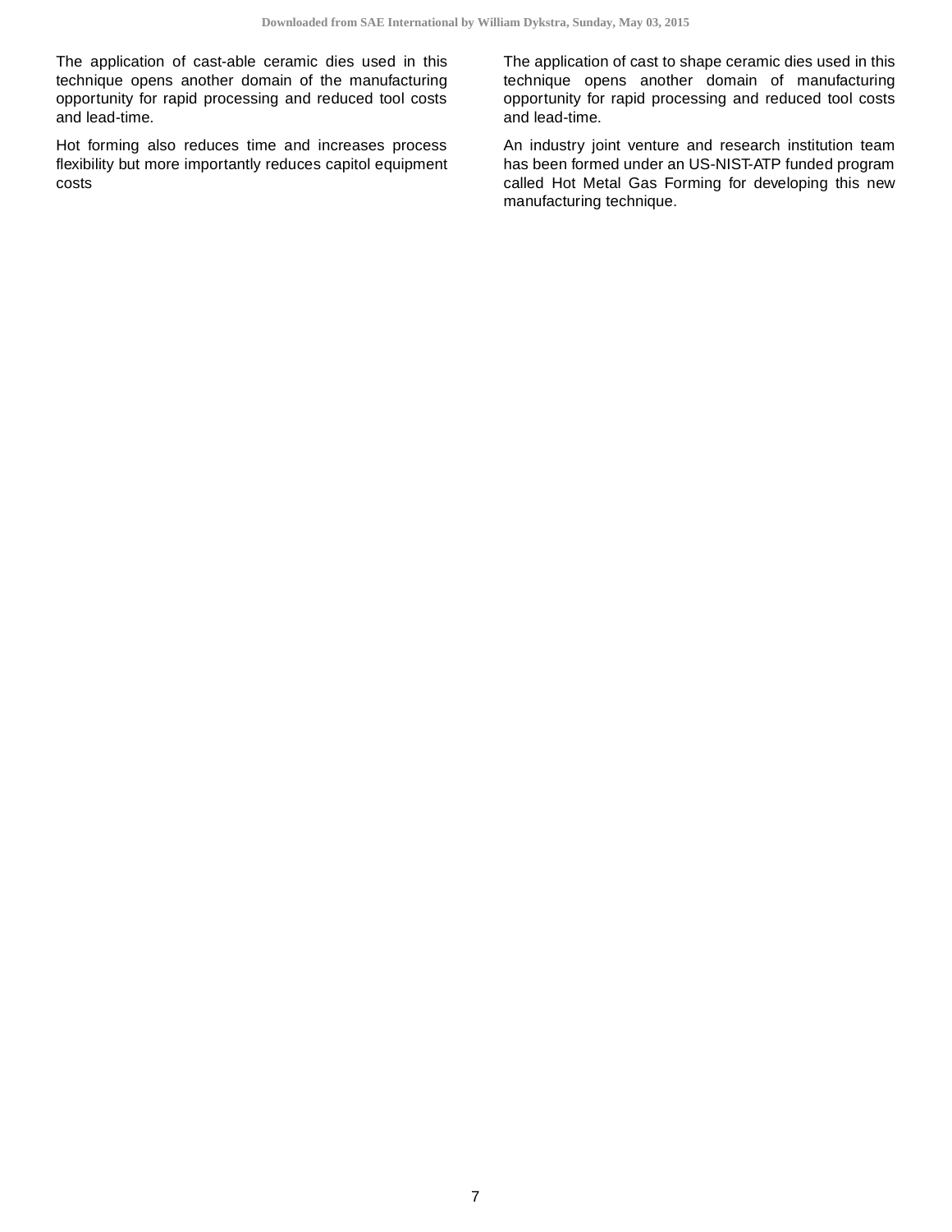The application of cast-able ceramic dies used in this technique opens another domain of the manufacturing opportunity for rapid processing and reduced tool costs and lead-time.

Hot forming also reduces time and increases process flexibility but more importantly reduces capitol equipment costs

The application of cast to shape ceramic dies used in this technique opens another domain of manufacturing opportunity for rapid processing and reduced tool costs and lead-time.

An industry joint venture and research institution team has been formed under an US-NIST-ATP funded program called Hot Metal Gas Forming for developing this new manufacturing technique.